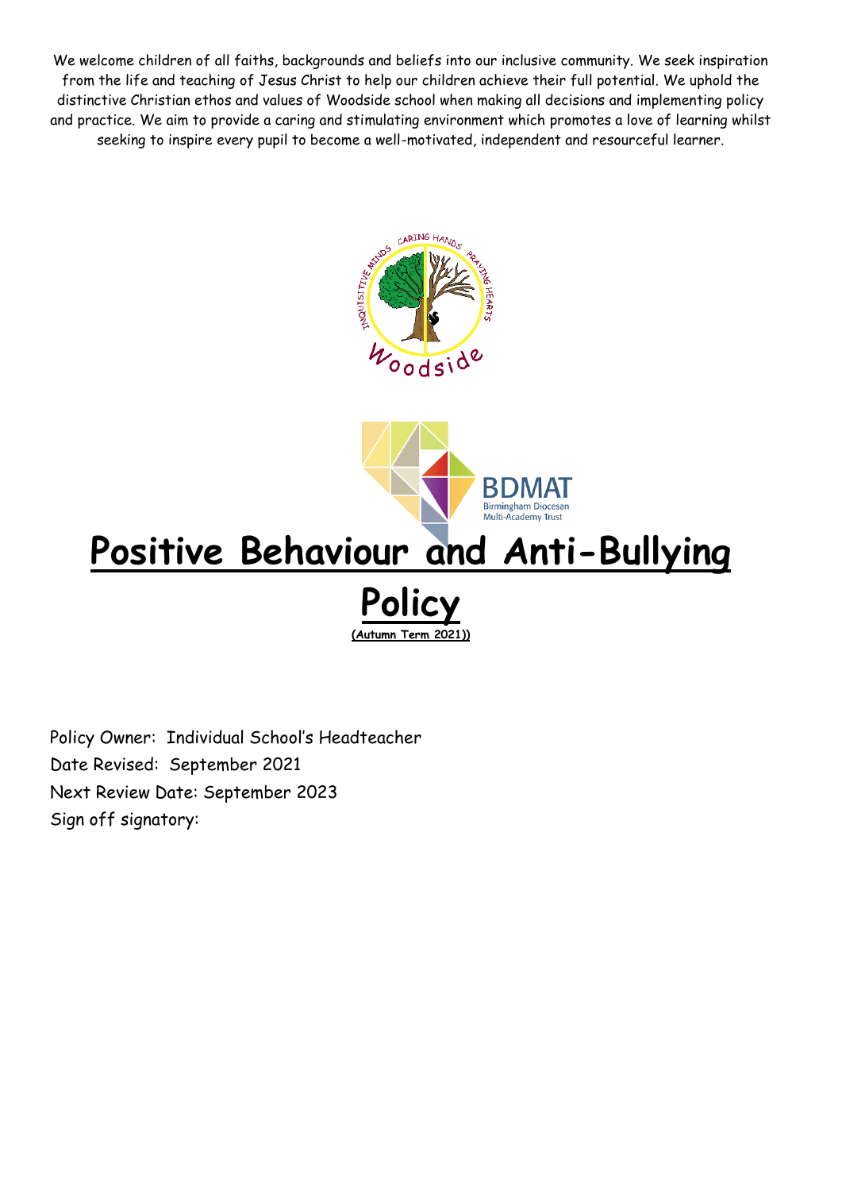We welcome children of all faiths, backgrounds and beliefs into our inclusive community. We seek inspiration from the life and teaching of Jesus Christ to help our children achieve their full potential. We uphold the distinctive Christian ethos and values of Woodside school when making all decisions and implementing policy and practice. We aim to provide a caring and stimulating environment which promotes a love of learning whilst seeking to inspire every pupil to become a well-motivated, independent and resourceful learner.

# Positive Behaviour and Anti-Bullying Policy

**(Autumn Term 2021))**

Policy Owner: Individual School's Headteacher

Date Revised: September 2021

Next Review Date: September 2023

Sign off signatory: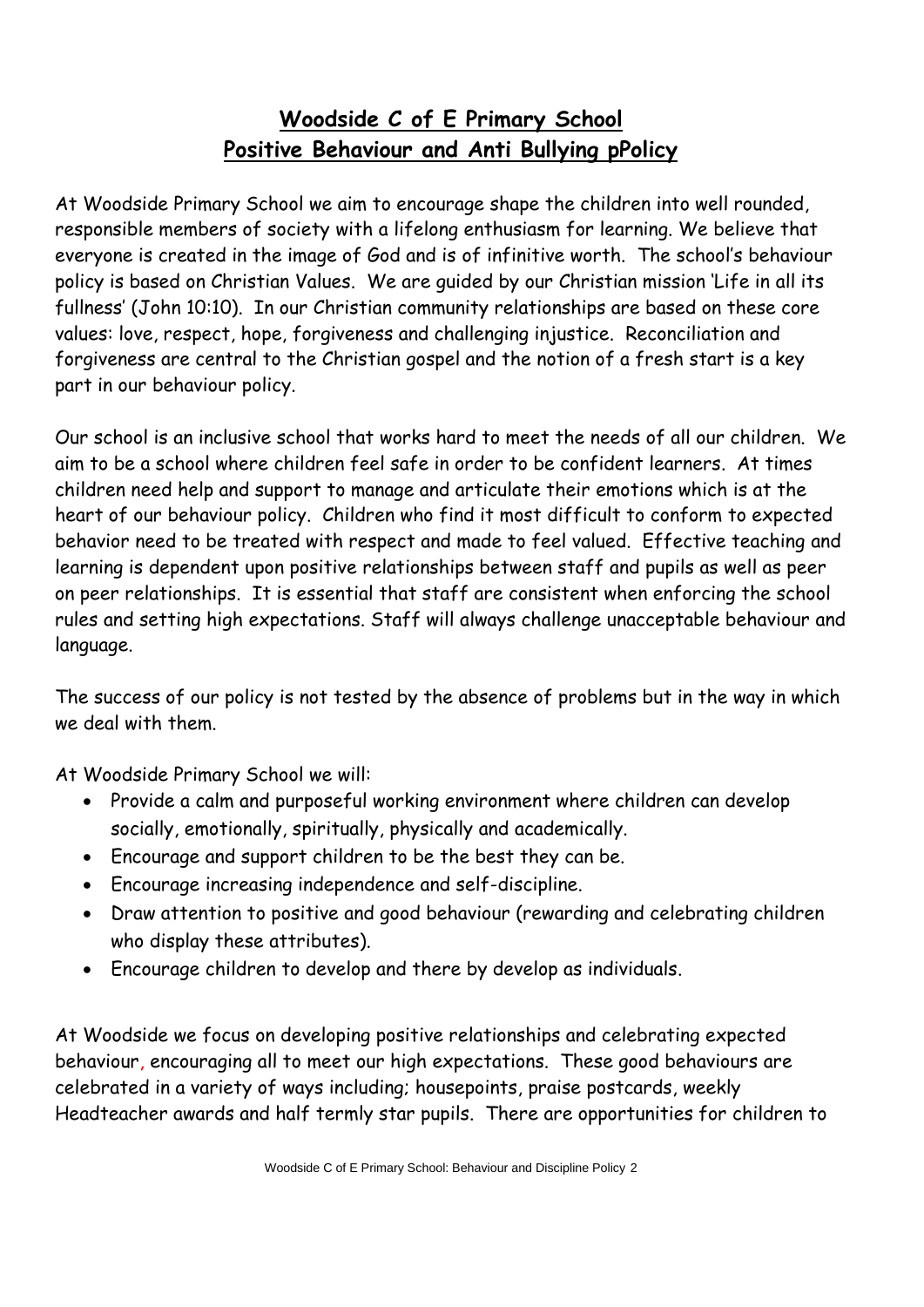# Woodside C of E Primary School
## Positive Behaviour and Anti Bullying pPolicy

At Woodside Primary School we aim to encourage shape the children into well rounded, responsible members of society with a lifelong enthusiasm for learning. We believe that everyone is created in the image of God and is of infinitive worth. The school's behaviour policy is based on Christian Values. We are guided by our Christian mission 'Life in all its fullness' (John 10:10). In our Christian community relationships are based on these core values: love, respect, hope, forgiveness and challenging injustice. Reconciliation and forgiveness are central to the Christian gospel and the notion of a fresh start is a key part in our behaviour policy.

Our school is an inclusive school that works hard to meet the needs of all our children. We aim to be a school where children feel safe in order to be confident learners. At times children need help and support to manage and articulate their emotions which is at the heart of our behaviour policy. Children who find it most difficult to conform to expected behavior need to be treated with respect and made to feel valued. Effective teaching and learning is dependent upon positive relationships between staff and pupils as well as peer on peer relationships. It is essential that staff are consistent when enforcing the school rules and setting high expectations. Staff will always challenge unacceptable behaviour and language.

The success of our policy is not tested by the absence of problems but in the way in which we deal with them.

At Woodside Primary School we will:

- Provide a calm and purposeful working environment where children can develop socially, emotionally, spiritually, physically and academically.
- Encourage and support children to be the best they can be.
- Encourage increasing independence and self-discipline.
- Draw attention to positive and good behaviour (rewarding and celebrating children who display these attributes).
- Encourage children to develop and there by develop as individuals.

At Woodside we focus on developing positive relationships and celebrating expected behaviour, encouraging all to meet our high expectations. These good behaviours are celebrated in a variety of ways including; housepoints, praise postcards, weekly Headteacher awards and half termly star pupils. There are opportunities for children to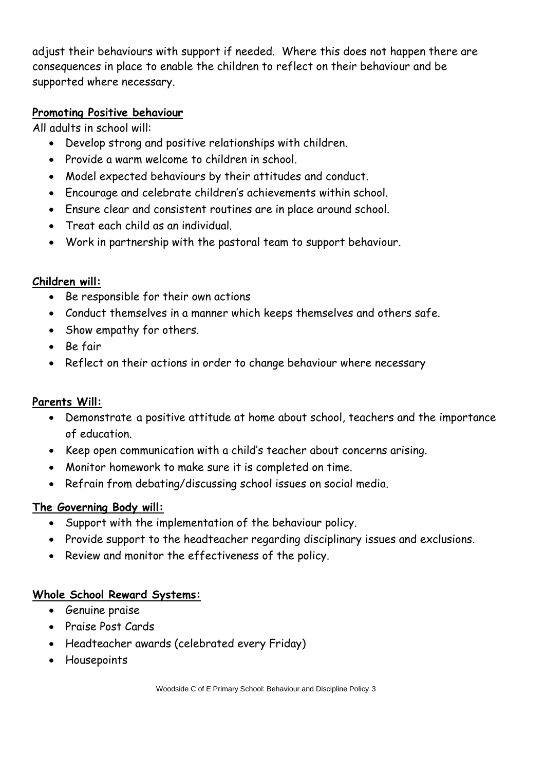adjust their behaviours with support if needed. Where this does not happen there are consequences in place to enable the children to reflect on their behaviour and be supported where necessary.

## Promoting Positive behaviour

All adults in school will:

- Develop strong and positive relationships with children.
- Provide a warm welcome to children in school.
- Model expected behaviours by their attitudes and conduct.
- Encourage and celebrate children's achievements within school.
- Ensure clear and consistent routines are in place around school.
- Treat each child as an individual.
- Work in partnership with the pastoral team to support behaviour.

## Children will:

- Be responsible for their own actions
- Conduct themselves in a manner which keeps themselves and others safe.
- Show empathy for others.
- Be fair
- Reflect on their actions in order to change behaviour where necessary

## Parents Will:

- Demonstrate a positive attitude at home about school, teachers and the importance of education.
- Keep open communication with a child's teacher about concerns arising.
- Monitor homework to make sure it is completed on time.
- Refrain from debating/discussing school issues on social media.

## The Governing Body will:

- Support with the implementation of the behaviour policy.
- Provide support to the headteacher regarding disciplinary issues and exclusions.
- Review and monitor the effectiveness of the policy.

## Whole School Reward Systems:

- Genuine praise
- Praise Post Cards
- Headteacher awards (celebrated every Friday)
- Housepoints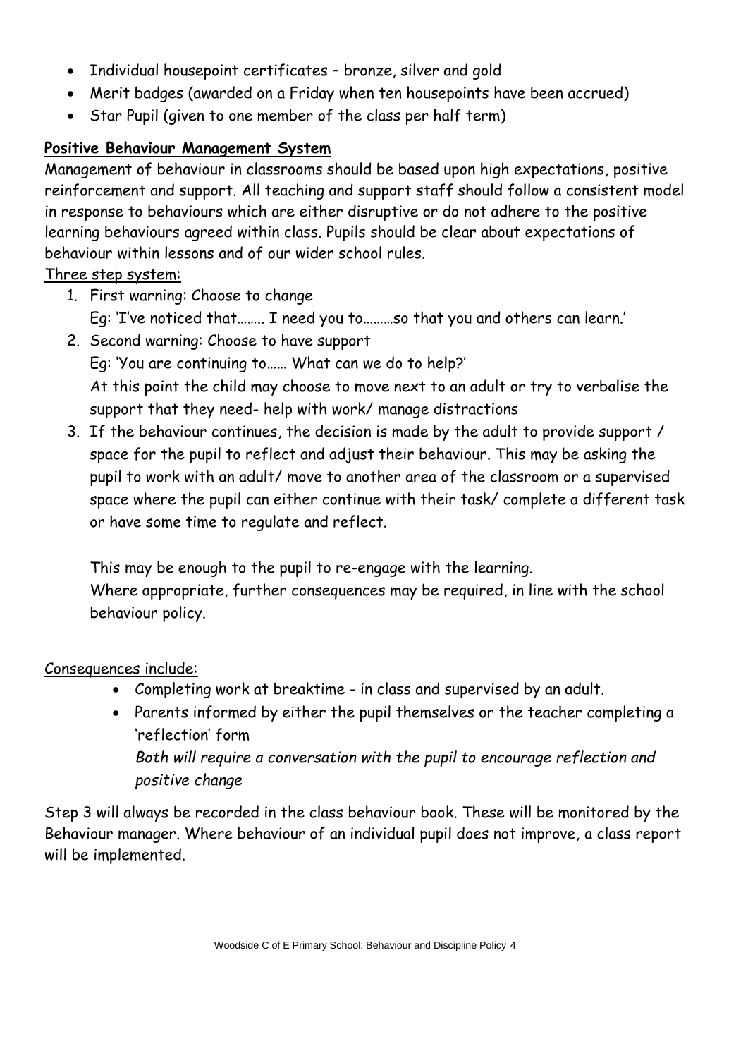- Individual housepoint certificates – bronze, silver and gold
- Merit badges (awarded on a Friday when ten housepoints have been accrued)
- Star Pupil (given to one member of the class per half term)

**Positive Behaviour Management System**

Management of behaviour in classrooms should be based upon high expectations, positive reinforcement and support. All teaching and support staff should follow a consistent model in response to behaviours which are either disruptive or do not adhere to the positive learning behaviours agreed within class. Pupils should be clear about expectations of behaviour within lessons and of our wider school rules.

Three step system:

1. First warning: Choose to change
   Eg: 'I've noticed that........ I need you to.........so that you and others can learn.'
2. Second warning: Choose to have support
   Eg: 'You are continuing to...... What can we do to help?'
   At this point the child may choose to move next to an adult or try to verbalise the support that they need- help with work/ manage distractions
3. If the behaviour continues, the decision is made by the adult to provide support / space for the pupil to reflect and adjust their behaviour. This may be asking the pupil to work with an adult/ move to another area of the classroom or a supervised space where the pupil can either continue with their task/ complete a different task or have some time to regulate and reflect.

   This may be enough to the pupil to re-engage with the learning.
   Where appropriate, further consequences may be required, in line with the school behaviour policy.

Consequences include:

- Completing work at breaktime - in class and supervised by an adult.
- Parents informed by either the pupil themselves or the teacher completing a 'reflection' form
  *Both will require a conversation with the pupil to encourage reflection and positive change*

Step 3 will always be recorded in the class behaviour book. These will be monitored by the Behaviour manager. Where behaviour of an individual pupil does not improve, a class report will be implemented.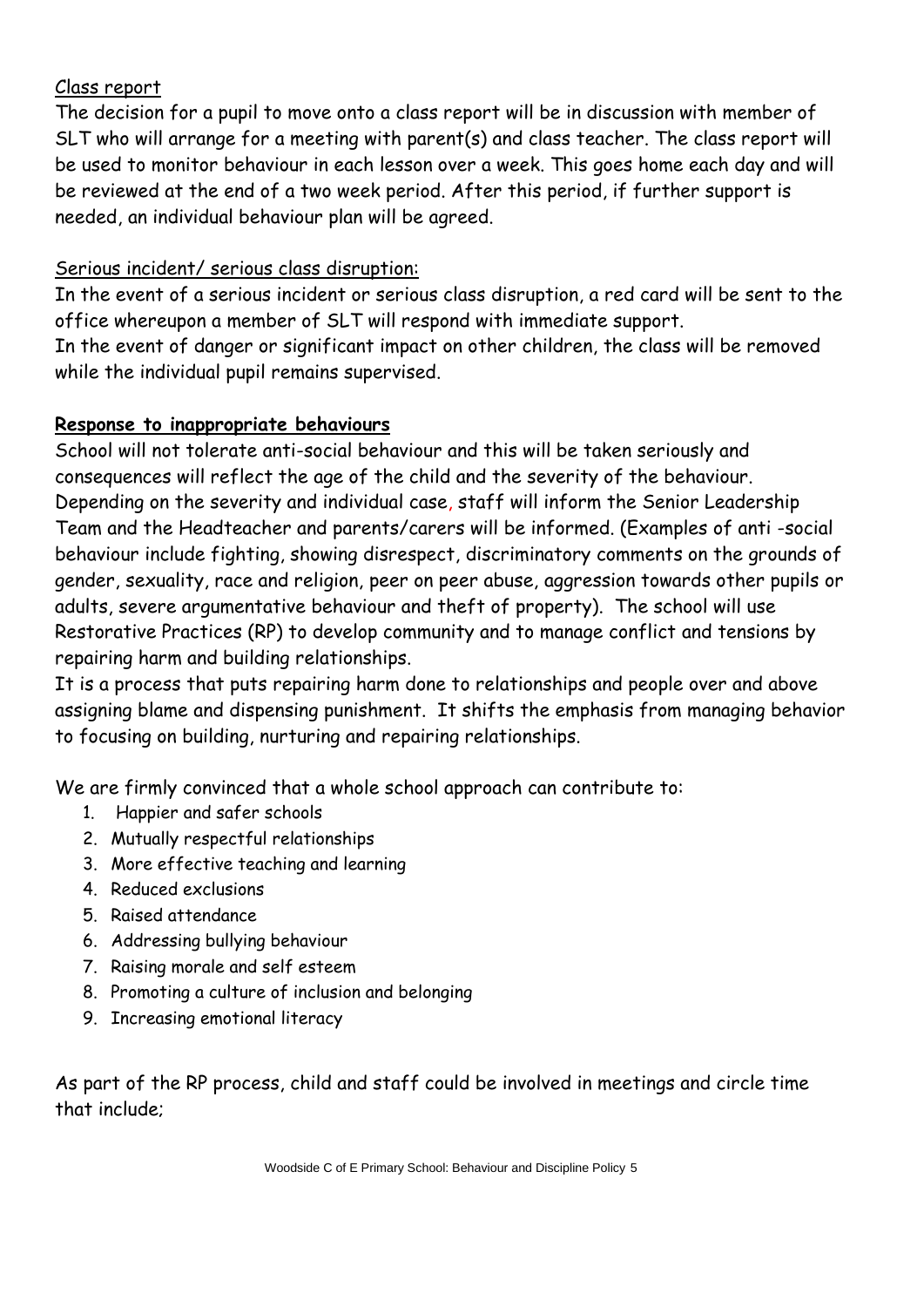Class report

The decision for a pupil to move onto a class report will be in discussion with member of SLT who will arrange for a meeting with parent(s) and class teacher. The class report will be used to monitor behaviour in each lesson over a week. This goes home each day and will be reviewed at the end of a two week period. After this period, if further support is needed, an individual behaviour plan will be agreed.

Serious incident/ serious class disruption:

In the event of a serious incident or serious class disruption, a red card will be sent to the office whereupon a member of SLT will respond with immediate support.
In the event of danger or significant impact on other children, the class will be removed while the individual pupil remains supervised.

**Response to inappropriate behaviours**

School will not tolerate anti-social behaviour and this will be taken seriously and consequences will reflect the age of the child and the severity of the behaviour. Depending on the severity and individual case, staff will inform the Senior Leadership Team and the Headteacher and parents/carers will be informed. (Examples of anti -social behaviour include fighting, showing disrespect, discriminatory comments on the grounds of gender, sexuality, race and religion, peer on peer abuse, aggression towards other pupils or adults, severe argumentative behaviour and theft of property). The school will use Restorative Practices (RP) to develop community and to manage conflict and tensions by repairing harm and building relationships.
It is a process that puts repairing harm done to relationships and people over and above assigning blame and dispensing punishment. It shifts the emphasis from managing behavior to focusing on building, nurturing and repairing relationships.

We are firmly convinced that a whole school approach can contribute to:

1. Happier and safer schools
2. Mutually respectful relationships
3. More effective teaching and learning
4. Reduced exclusions
5. Raised attendance
6. Addressing bullying behaviour
7. Raising morale and self esteem
8. Promoting a culture of inclusion and belonging
9. Increasing emotional literacy

As part of the RP process, child and staff could be involved in meetings and circle time that include;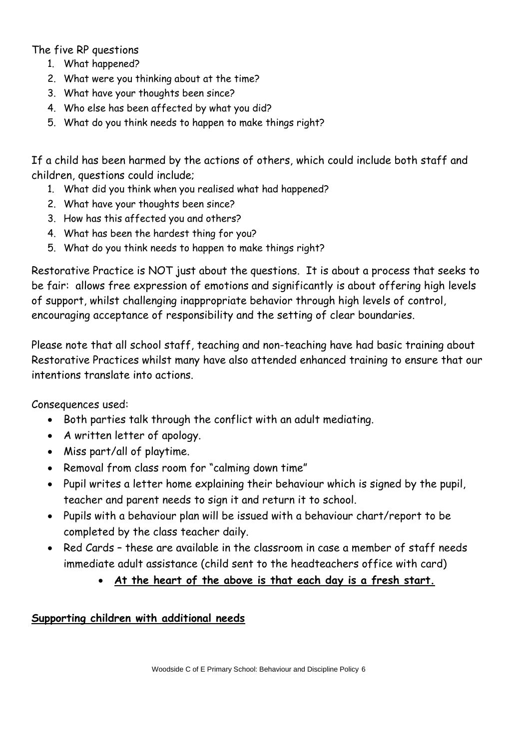The five RP questions

1. What happened?
2. What were you thinking about at the time?
3. What have your thoughts been since?
4. Who else has been affected by what you did?
5. What do you think needs to happen to make things right?

If a child has been harmed by the actions of others, which could include both staff and children, questions could include;

1. What did you think when you realised what had happened?
2. What have your thoughts been since?
3. How has this affected you and others?
4. What has been the hardest thing for you?
5. What do you think needs to happen to make things right?

Restorative Practice is NOT just about the questions. It is about a process that seeks to be fair: allows free expression of emotions and significantly is about offering high levels of support, whilst challenging inappropriate behavior through high levels of control, encouraging acceptance of responsibility and the setting of clear boundaries.

Please note that all school staff, teaching and non-teaching have had basic training about Restorative Practices whilst many have also attended enhanced training to ensure that our intentions translate into actions.

Consequences used:

- Both parties talk through the conflict with an adult mediating.
- A written letter of apology.
- Miss part/all of playtime.
- Removal from class room for "calming down time"
- Pupil writes a letter home explaining their behaviour which is signed by the pupil, teacher and parent needs to sign it and return it to school.
- Pupils with a behaviour plan will be issued with a behaviour chart/report to be completed by the class teacher daily.
- Red Cards – these are available in the classroom in case a member of staff needs immediate adult assistance (child sent to the headteachers office with card)
    - **At the heart of the above is that each day is a fresh start.**

**Supporting children with additional needs**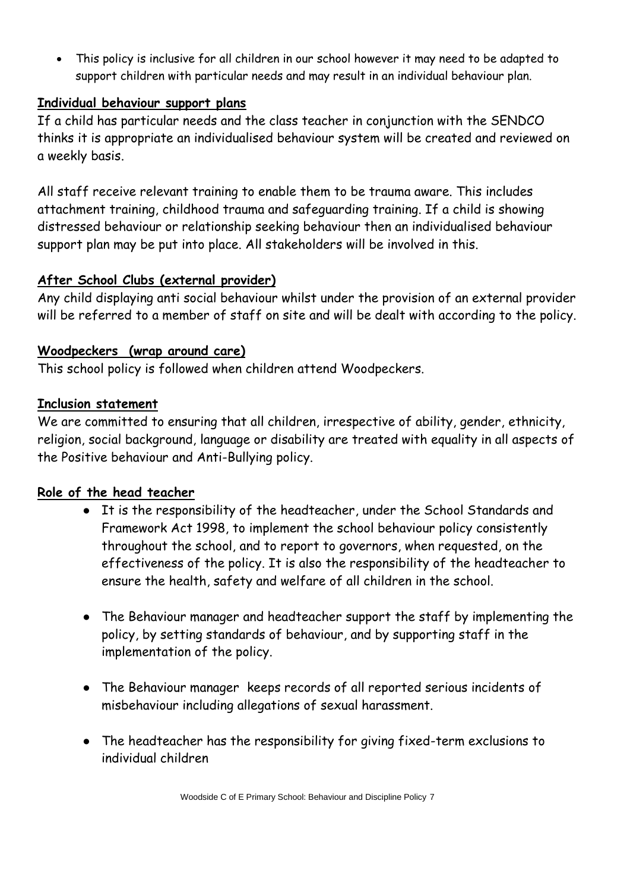- This policy is inclusive for all children in our school however it may need to be adapted to support children with particular needs and may result in an individual behaviour plan.

**Individual behaviour support plans**

If a child has particular needs and the class teacher in conjunction with the SENDCO thinks it is appropriate an individualised behaviour system will be created and reviewed on a weekly basis.

All staff receive relevant training to enable them to be trauma aware. This includes attachment training, childhood trauma and safeguarding training. If a child is showing distressed behaviour or relationship seeking behaviour then an individualised behaviour support plan may be put into place. All stakeholders will be involved in this.

**After School Clubs (external provider)**

Any child displaying anti social behaviour whilst under the provision of an external provider will be referred to a member of staff on site and will be dealt with according to the policy.

**Woodpeckers (wrap around care)**

This school policy is followed when children attend Woodpeckers.

**Inclusion statement**

We are committed to ensuring that all children, irrespective of ability, gender, ethnicity, religion, social background, language or disability are treated with equality in all aspects of the Positive behaviour and Anti-Bullying policy.

**Role of the head teacher**

- It is the responsibility of the headteacher, under the School Standards and Framework Act 1998, to implement the school behaviour policy consistently throughout the school, and to report to governors, when requested, on the effectiveness of the policy. It is also the responsibility of the headteacher to ensure the health, safety and welfare of all children in the school.
- The Behaviour manager and headteacher support the staff by implementing the policy, by setting standards of behaviour, and by supporting staff in the implementation of the policy.
- The Behaviour manager keeps records of all reported serious incidents of misbehaviour including allegations of sexual harassment.
- The headteacher has the responsibility for giving fixed-term exclusions to individual children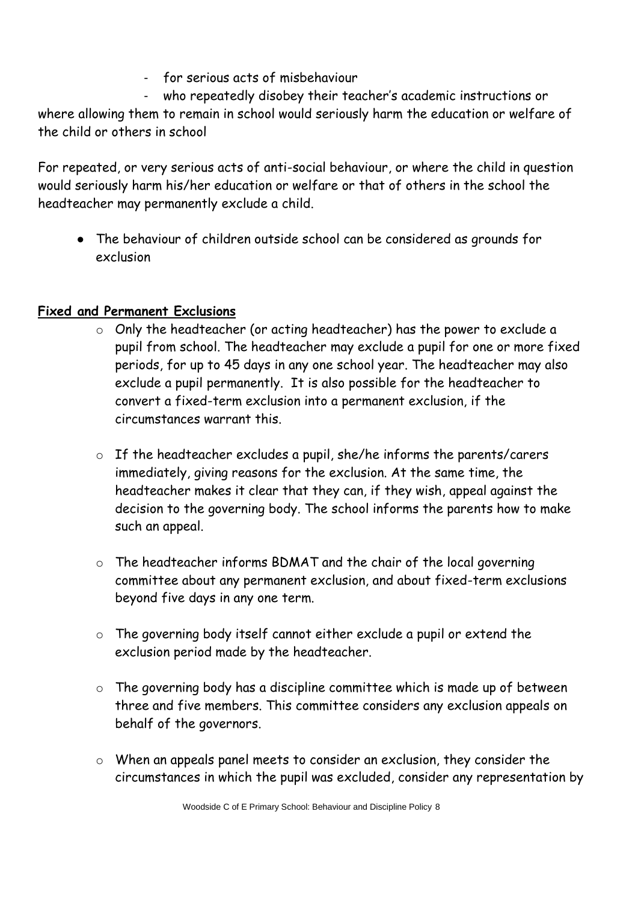- for serious acts of misbehaviour
- who repeatedly disobey their teacher's academic instructions or where allowing them to remain in school would seriously harm the education or welfare of the child or others in school

For repeated, or very serious acts of anti-social behaviour, or where the child in question would seriously harm his/her education or welfare or that of others in the school the headteacher may permanently exclude a child.

- The behaviour of children outside school can be considered as grounds for exclusion

**Fixed and Permanent Exclusions**

- Only the headteacher (or acting headteacher) has the power to exclude a pupil from school. The headteacher may exclude a pupil for one or more fixed periods, for up to 45 days in any one school year. The headteacher may also exclude a pupil permanently. It is also possible for the headteacher to convert a fixed-term exclusion into a permanent exclusion, if the circumstances warrant this.

- If the headteacher excludes a pupil, she/he informs the parents/carers immediately, giving reasons for the exclusion. At the same time, the headteacher makes it clear that they can, if they wish, appeal against the decision to the governing body. The school informs the parents how to make such an appeal.

- The headteacher informs BDMAT and the chair of the local governing committee about any permanent exclusion, and about fixed-term exclusions beyond five days in any one term.

- The governing body itself cannot either exclude a pupil or extend the exclusion period made by the headteacher.

- The governing body has a discipline committee which is made up of between three and five members. This committee considers any exclusion appeals on behalf of the governors.

- When an appeals panel meets to consider an exclusion, they consider the circumstances in which the pupil was excluded, consider any representation by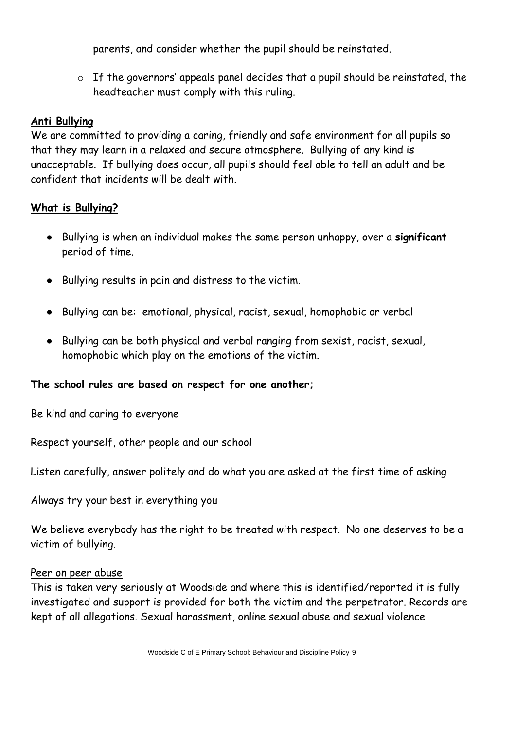parents, and consider whether the pupil should be reinstated.

- If the governors' appeals panel decides that a pupil should be reinstated, the headteacher must comply with this ruling.

**Anti Bullying**

We are committed to providing a caring, friendly and safe environment for all pupils so that they may learn in a relaxed and secure atmosphere. Bullying of any kind is unacceptable. If bullying does occur, all pupils should feel able to tell an adult and be confident that incidents will be dealt with.

**What is Bullying?**

- Bullying is when an individual makes the same person unhappy, over a **significant** period of time.
- Bullying results in pain and distress to the victim.
- Bullying can be: emotional, physical, racist, sexual, homophobic or verbal
- Bullying can be both physical and verbal ranging from sexist, racist, sexual, homophobic which play on the emotions of the victim.

**The school rules are based on respect for one another;**

Be kind and caring to everyone

Respect yourself, other people and our school

Listen carefully, answer politely and do what you are asked at the first time of asking

Always try your best in everything you

We believe everybody has the right to be treated with respect. No one deserves to be a victim of bullying.

Peer on peer abuse

This is taken very seriously at Woodside and where this is identified/reported it is fully investigated and support is provided for both the victim and the perpetrator. Records are kept of all allegations. Sexual harassment, online sexual abuse and sexual violence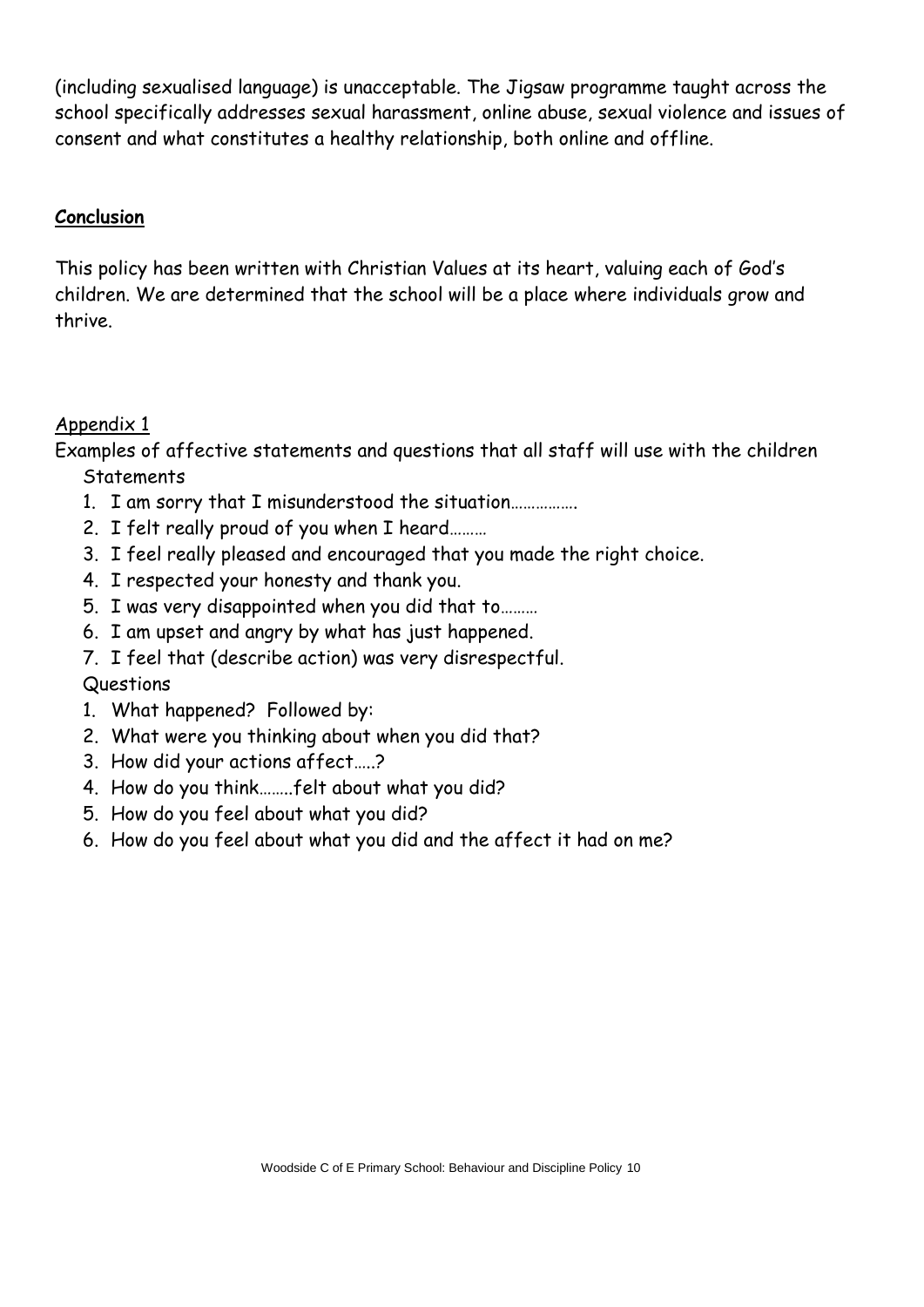(including sexualised language) is unacceptable. The Jigsaw programme taught across the school specifically addresses sexual harassment, online abuse, sexual violence and issues of consent and what constitutes a healthy relationship, both online and offline.

## **Conclusion**

This policy has been written with Christian Values at its heart, valuing each of God's children. We are determined that the school will be a place where individuals grow and thrive.

## Appendix 1

Examples of affective statements and questions that all staff will use with the children

Statements

1. I am sorry that I misunderstood the situation…………….
2. I felt really proud of you when I heard………
3. I feel really pleased and encouraged that you made the right choice.
4. I respected your honesty and thank you.
5. I was very disappointed when you did that to………
6. I am upset and angry by what has just happened.
7. I feel that (describe action) was very disrespectful.

Questions

1. What happened? Followed by:
2. What were you thinking about when you did that?
3. How did your actions affect…..?
4. How do you think……..felt about what you did?
5. How do you feel about what you did?
6. How do you feel about what you did and the affect it had on me?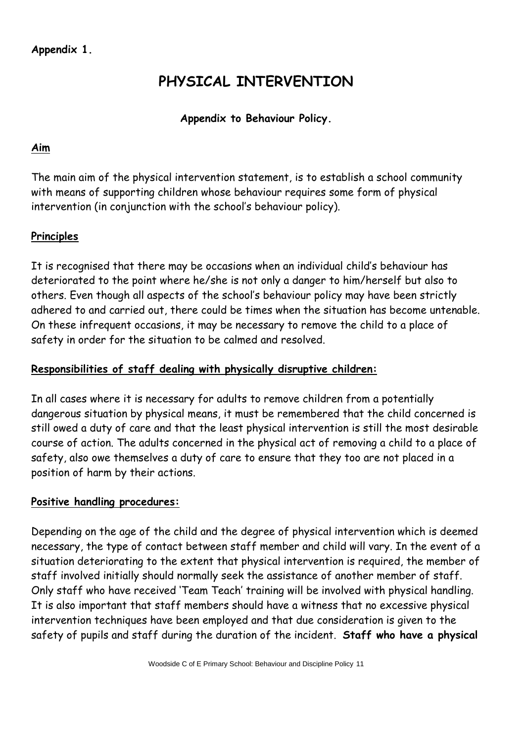**Appendix 1.**

# PHYSICAL INTERVENTION

**Appendix to Behaviour Policy.**

## Aim

The main aim of the physical intervention statement, is to establish a school community with means of supporting children whose behaviour requires some form of physical intervention (in conjunction with the school's behaviour policy).

## Principles

It is recognised that there may be occasions when an individual child's behaviour has deteriorated to the point where he/she is not only a danger to him/herself but also to others. Even though all aspects of the school's behaviour policy may have been strictly adhered to and carried out, there could be times when the situation has become untenable. On these infrequent occasions, it may be necessary to remove the child to a place of safety in order for the situation to be calmed and resolved.

## Responsibilities of staff dealing with physically disruptive children:

In all cases where it is necessary for adults to remove children from a potentially dangerous situation by physical means, it must be remembered that the child concerned is still owed a duty of care and that the least physical intervention is still the most desirable course of action. The adults concerned in the physical act of removing a child to a place of safety, also owe themselves a duty of care to ensure that they too are not placed in a position of harm by their actions.

## Positive handling procedures:

Depending on the age of the child and the degree of physical intervention which is deemed necessary, the type of contact between staff member and child will vary. In the event of a situation deteriorating to the extent that physical intervention is required, the member of staff involved initially should normally seek the assistance of another member of staff. Only staff who have received 'Team Teach' training will be involved with physical handling. It is also important that staff members should have a witness that no excessive physical intervention techniques have been employed and that due consideration is given to the safety of pupils and staff during the duration of the incident. **Staff who have a physical**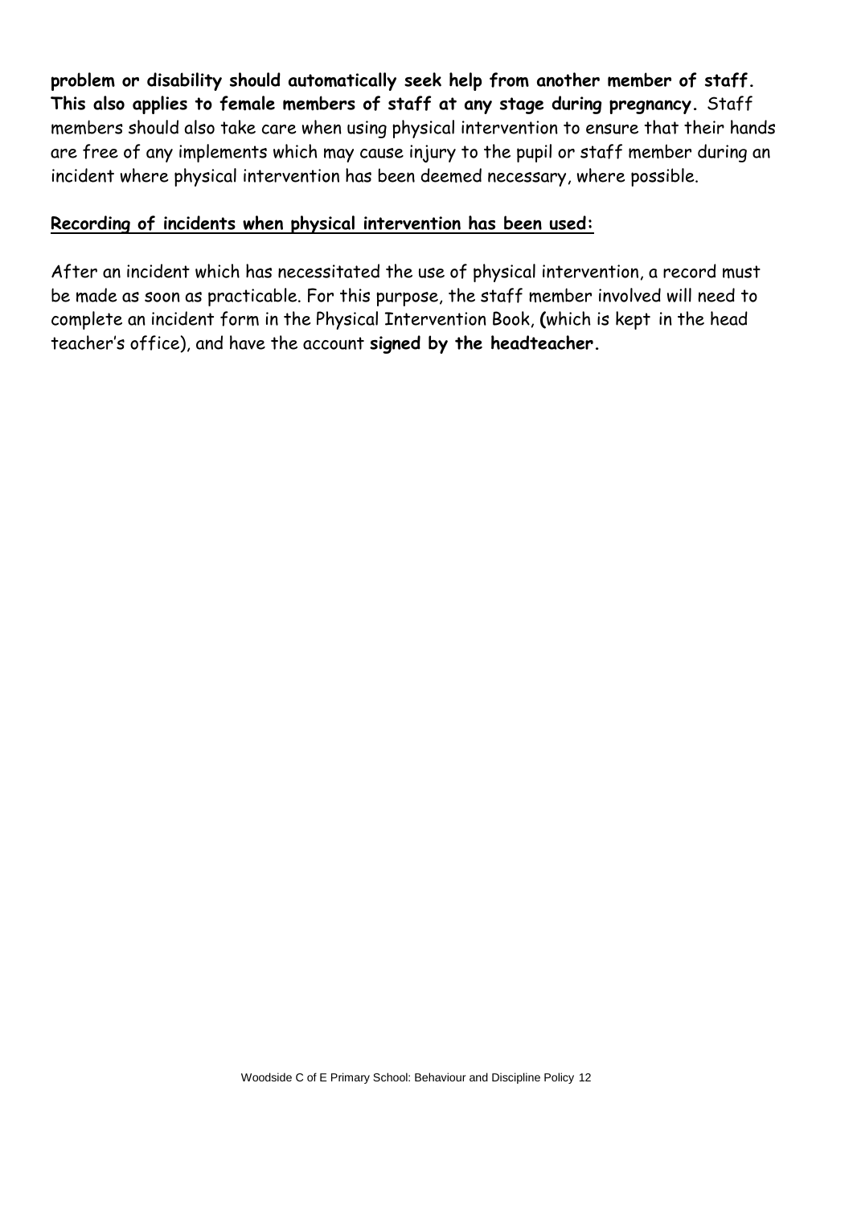**problem or disability should automatically seek help from another member of staff. This also applies to female members of staff at any stage during pregnancy.** Staff members should also take care when using physical intervention to ensure that their hands are free of any implements which may cause injury to the pupil or staff member during an incident where physical intervention has been deemed necessary, where possible.

**Recording of incidents when physical intervention has been used:**

After an incident which has necessitated the use of physical intervention, a record must be made as soon as practicable. For this purpose, the staff member involved will need to complete an incident form in the Physical Intervention Book, (which is kept in the head teacher's office), and have the account **signed by the headteacher.**